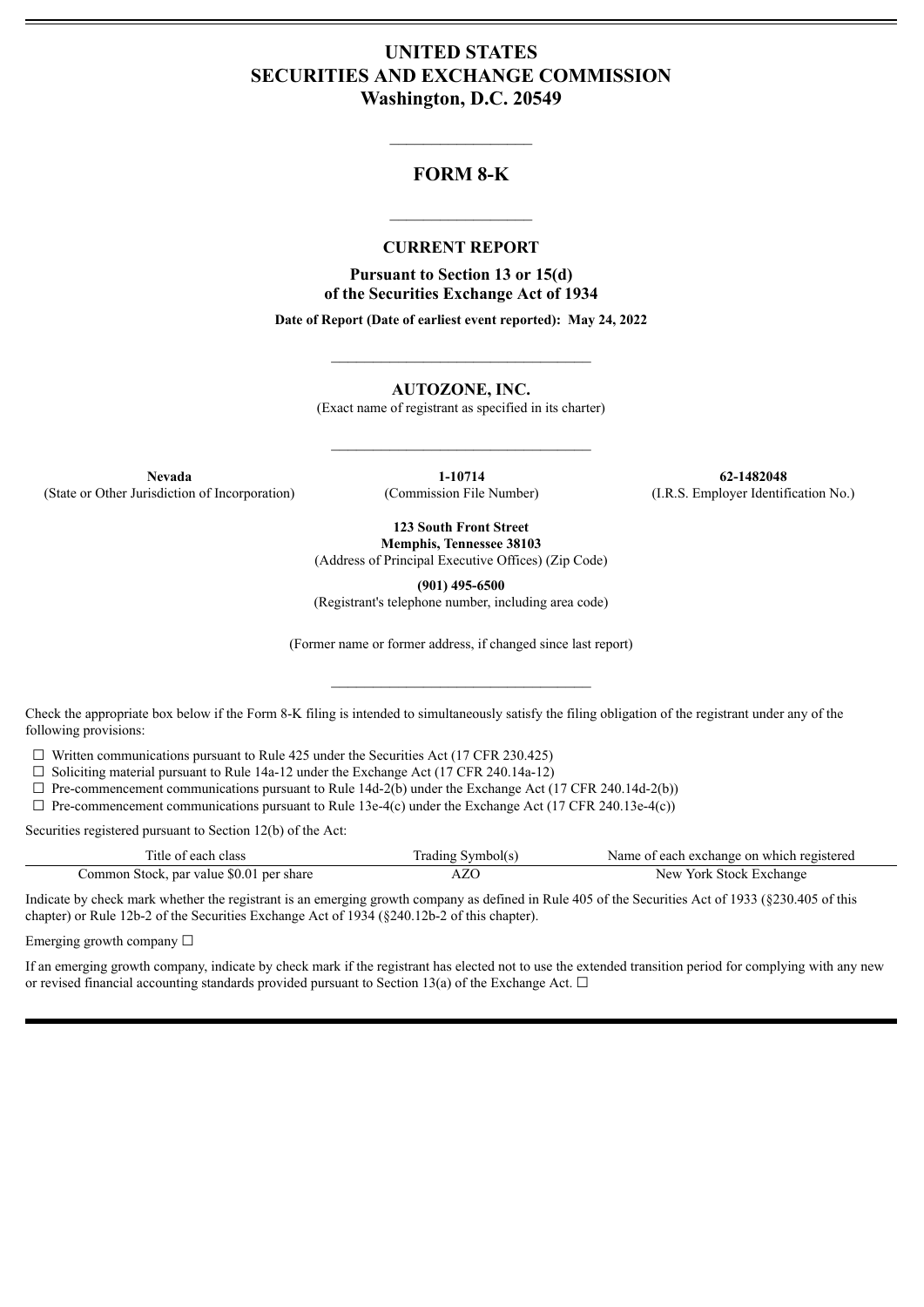# UNITED STATES
# SECURITIES AND EXCHANGE COMMISSION
## Washington, D.C. 20549

---

# FORM 8-K

---

## CURRENT REPORT

**Pursuant to Section 13 or 15(d)**
**of the Securities Exchange Act of 1934**

**Date of Report (Date of earliest event reported): May 24, 2022**

---

**AUTOZONE, INC.**
(Exact name of registrant as specified in its charter)

---

| **Nevada** | **1-10714** | **62-1482048** |
|---|---|---|
| (State or Other Jurisdiction of Incorporation) | (Commission File Number) | (I.R.S. Employer Identification No.) |

**123 South Front Street**
**Memphis, Tennessee 38103**
(Address of Principal Executive Offices) (Zip Code)

**(901) 495-6500**
(Registrant's telephone number, including area code)

(Former name or former address, if changed since last report)

---

Check the appropriate box below if the Form 8-K filing is intended to simultaneously satisfy the filing obligation of the registrant under any of the following provisions:

☐ Written communications pursuant to Rule 425 under the Securities Act (17 CFR 230.425)
☐ Soliciting material pursuant to Rule 14a-12 under the Exchange Act (17 CFR 240.14a-12)
☐ Pre-commencement communications pursuant to Rule 14d-2(b) under the Exchange Act (17 CFR 240.14d-2(b))
☐ Pre-commencement communications pursuant to Rule 13e-4(c) under the Exchange Act (17 CFR 240.13e-4(c))

Securities registered pursuant to Section 12(b) of the Act:

| Title of each class | Trading Symbol(s) | Name of each exchange on which registered |
|---|---|---|
| Common Stock, par value $0.01 per share | AZO | New York Stock Exchange |

Indicate by check mark whether the registrant is an emerging growth company as defined in Rule 405 of the Securities Act of 1933 (§230.405 of this chapter) or Rule 12b-2 of the Securities Exchange Act of 1934 (§240.12b-2 of this chapter).

Emerging growth company ☐

If an emerging growth company, indicate by check mark if the registrant has elected not to use the extended transition period for complying with any new or revised financial accounting standards provided pursuant to Section 13(a) of the Exchange Act. ☐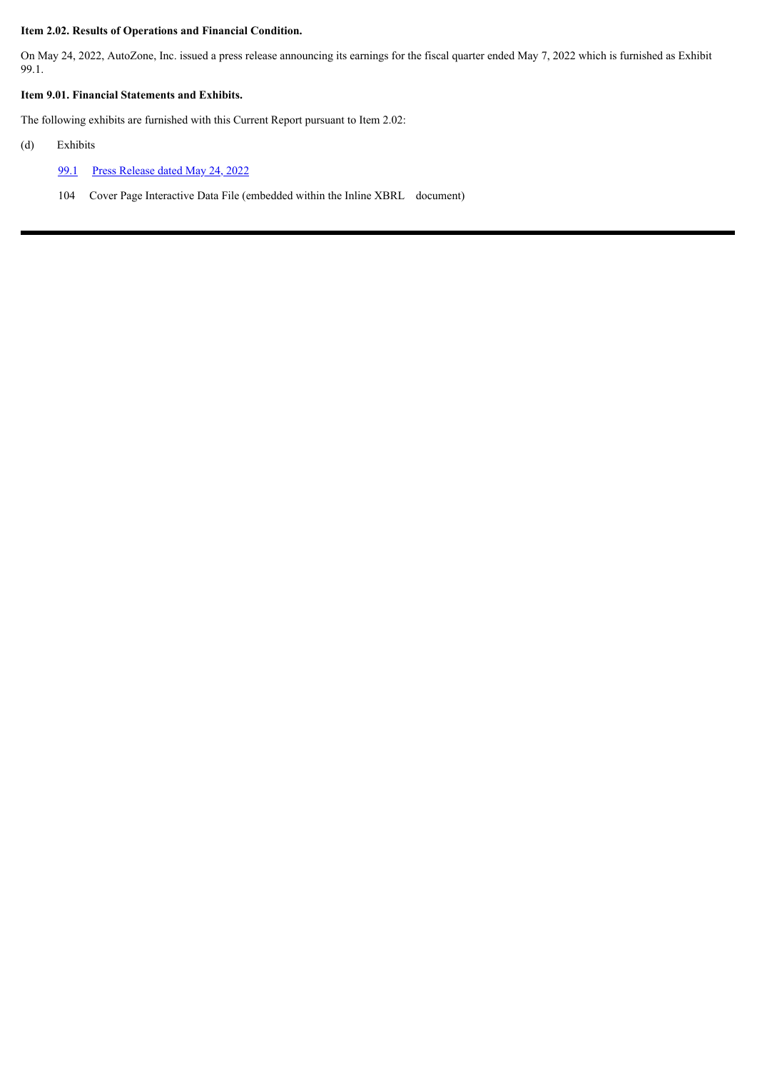**Item 2.02. Results of Operations and Financial Condition.**

On May 24, 2022, AutoZone, Inc. issued a press release announcing its earnings for the fiscal quarter ended May 7, 2022 which is furnished as Exhibit 99.1.

**Item 9.01. Financial Statements and Exhibits.**

The following exhibits are furnished with this Current Report pursuant to Item 2.02:

(d) Exhibits

99.1 Press Release dated May 24, 2022

104 Cover Page Interactive Data File (embedded within the Inline XBRL document)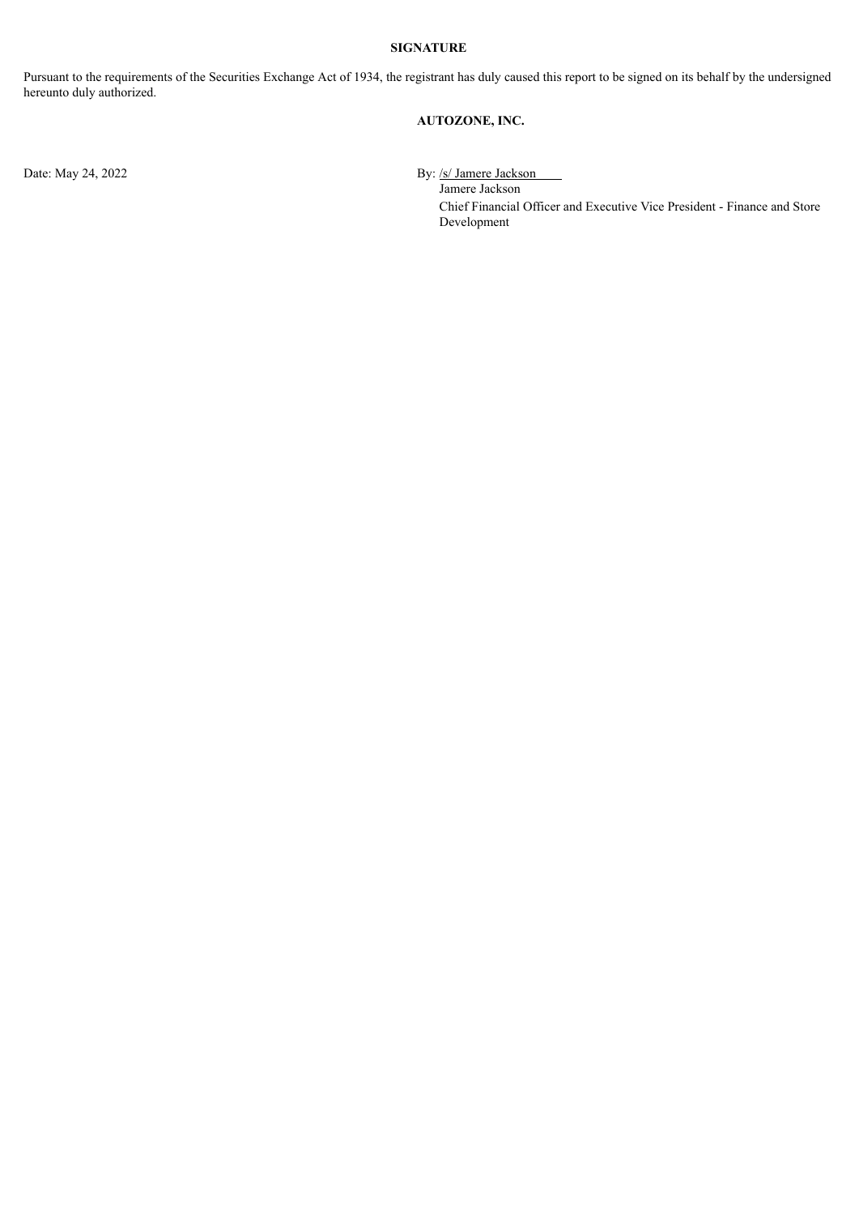**SIGNATURE**

Pursuant to the requirements of the Securities Exchange Act of 1934, the registrant has duly caused this report to be signed on its behalf by the undersigned hereunto duly authorized.

**AUTOZONE, INC.**

Date: May 24, 2022

By: /s/ Jamere Jackson
Jamere Jackson
Chief Financial Officer and Executive Vice President - Finance and Store Development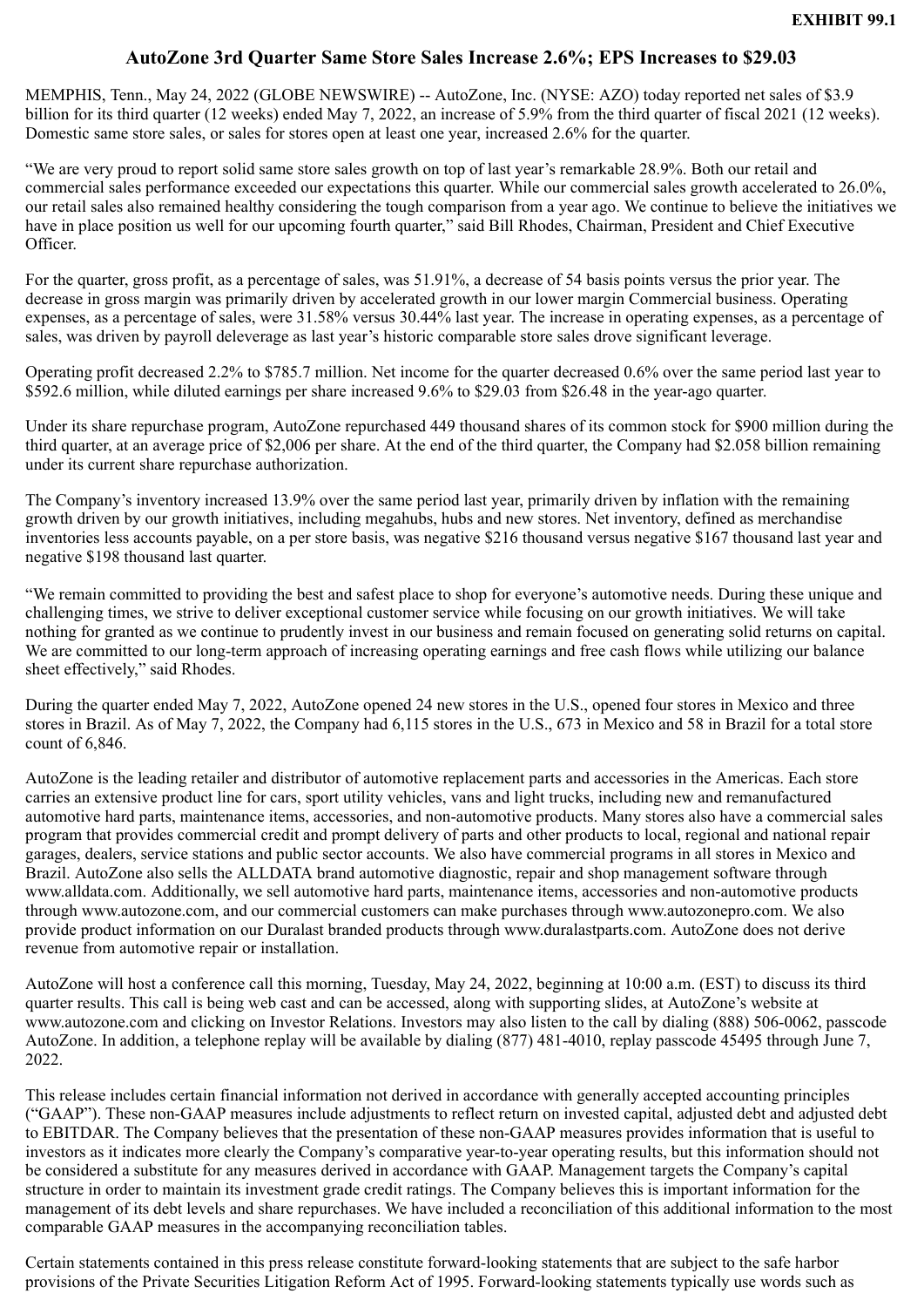**EXHIBIT 99.1**

# AutoZone 3rd Quarter Same Store Sales Increase 2.6%; EPS Increases to $29.03

MEMPHIS, Tenn., May 24, 2022 (GLOBE NEWSWIRE) -- AutoZone, Inc. (NYSE: AZO) today reported net sales of $3.9 billion for its third quarter (12 weeks) ended May 7, 2022, an increase of 5.9% from the third quarter of fiscal 2021 (12 weeks). Domestic same store sales, or sales for stores open at least one year, increased 2.6% for the quarter.

"We are very proud to report solid same store sales growth on top of last year's remarkable 28.9%. Both our retail and commercial sales performance exceeded our expectations this quarter. While our commercial sales growth accelerated to 26.0%, our retail sales also remained healthy considering the tough comparison from a year ago. We continue to believe the initiatives we have in place position us well for our upcoming fourth quarter," said Bill Rhodes, Chairman, President and Chief Executive Officer.

For the quarter, gross profit, as a percentage of sales, was 51.91%, a decrease of 54 basis points versus the prior year. The decrease in gross margin was primarily driven by accelerated growth in our lower margin Commercial business. Operating expenses, as a percentage of sales, were 31.58% versus 30.44% last year. The increase in operating expenses, as a percentage of sales, was driven by payroll deleverage as last year's historic comparable store sales drove significant leverage.

Operating profit decreased 2.2% to $785.7 million. Net income for the quarter decreased 0.6% over the same period last year to $592.6 million, while diluted earnings per share increased 9.6% to $29.03 from $26.48 in the year-ago quarter.

Under its share repurchase program, AutoZone repurchased 449 thousand shares of its common stock for $900 million during the third quarter, at an average price of $2,006 per share. At the end of the third quarter, the Company had $2.058 billion remaining under its current share repurchase authorization.

The Company's inventory increased 13.9% over the same period last year, primarily driven by inflation with the remaining growth driven by our growth initiatives, including megahubs, hubs and new stores. Net inventory, defined as merchandise inventories less accounts payable, on a per store basis, was negative $216 thousand versus negative $167 thousand last year and negative $198 thousand last quarter.

"We remain committed to providing the best and safest place to shop for everyone's automotive needs. During these unique and challenging times, we strive to deliver exceptional customer service while focusing on our growth initiatives. We will take nothing for granted as we continue to prudently invest in our business and remain focused on generating solid returns on capital. We are committed to our long-term approach of increasing operating earnings and free cash flows while utilizing our balance sheet effectively," said Rhodes.

During the quarter ended May 7, 2022, AutoZone opened 24 new stores in the U.S., opened four stores in Mexico and three stores in Brazil. As of May 7, 2022, the Company had 6,115 stores in the U.S., 673 in Mexico and 58 in Brazil for a total store count of 6,846.

AutoZone is the leading retailer and distributor of automotive replacement parts and accessories in the Americas. Each store carries an extensive product line for cars, sport utility vehicles, vans and light trucks, including new and remanufactured automotive hard parts, maintenance items, accessories, and non-automotive products. Many stores also have a commercial sales program that provides commercial credit and prompt delivery of parts and other products to local, regional and national repair garages, dealers, service stations and public sector accounts. We also have commercial programs in all stores in Mexico and Brazil. AutoZone also sells the ALLDATA brand automotive diagnostic, repair and shop management software through www.alldata.com. Additionally, we sell automotive hard parts, maintenance items, accessories and non-automotive products through www.autozone.com, and our commercial customers can make purchases through www.autozonepro.com. We also provide product information on our Duralast branded products through www.duralastparts.com. AutoZone does not derive revenue from automotive repair or installation.

AutoZone will host a conference call this morning, Tuesday, May 24, 2022, beginning at 10:00 a.m. (EST) to discuss its third quarter results. This call is being web cast and can be accessed, along with supporting slides, at AutoZone's website at www.autozone.com and clicking on Investor Relations. Investors may also listen to the call by dialing (888) 506-0062, passcode AutoZone. In addition, a telephone replay will be available by dialing (877) 481-4010, replay passcode 45495 through June 7, 2022.

This release includes certain financial information not derived in accordance with generally accepted accounting principles ("GAAP"). These non-GAAP measures include adjustments to reflect return on invested capital, adjusted debt and adjusted debt to EBITDAR. The Company believes that the presentation of these non-GAAP measures provides information that is useful to investors as it indicates more clearly the Company's comparative year-to-year operating results, but this information should not be considered a substitute for any measures derived in accordance with GAAP. Management targets the Company's capital structure in order to maintain its investment grade credit ratings. The Company believes this is important information for the management of its debt levels and share repurchases. We have included a reconciliation of this additional information to the most comparable GAAP measures in the accompanying reconciliation tables.

Certain statements contained in this press release constitute forward-looking statements that are subject to the safe harbor provisions of the Private Securities Litigation Reform Act of 1995. Forward-looking statements typically use words such as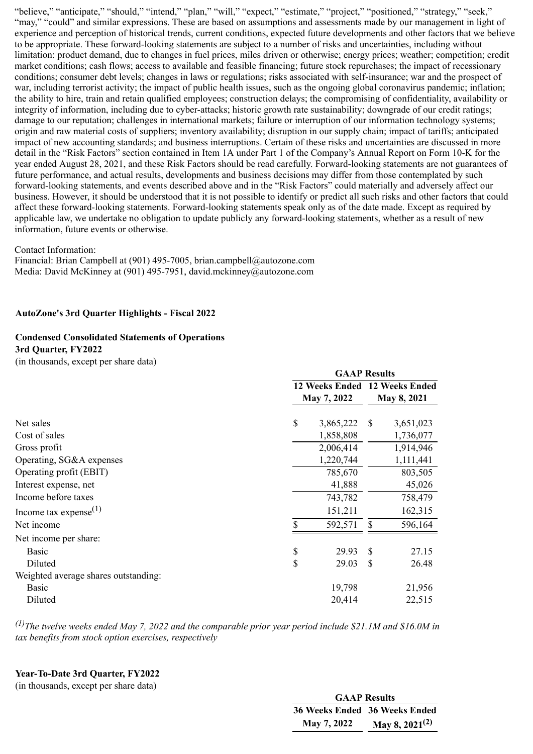"believe," "anticipate," "should," "intend," "plan," "will," "expect," "estimate," "project," "positioned," "strategy," "seek," "may," "could" and similar expressions. These are based on assumptions and assessments made by our management in light of experience and perception of historical trends, current conditions, expected future developments and other factors that we believe to be appropriate. These forward-looking statements are subject to a number of risks and uncertainties, including without limitation: product demand, due to changes in fuel prices, miles driven or otherwise; energy prices; weather; competition; credit market conditions; cash flows; access to available and feasible financing; future stock repurchases; the impact of recessionary conditions; consumer debt levels; changes in laws or regulations; risks associated with self-insurance; war and the prospect of war, including terrorist activity; the impact of public health issues, such as the ongoing global coronavirus pandemic; inflation; the ability to hire, train and retain qualified employees; construction delays; the compromising of confidentiality, availability or integrity of information, including due to cyber-attacks; historic growth rate sustainability; downgrade of our credit ratings; damage to our reputation; challenges in international markets; failure or interruption of our information technology systems; origin and raw material costs of suppliers; inventory availability; disruption in our supply chain; impact of tariffs; anticipated impact of new accounting standards; and business interruptions. Certain of these risks and uncertainties are discussed in more detail in the "Risk Factors" section contained in Item 1A under Part 1 of the Company's Annual Report on Form 10-K for the year ended August 28, 2021, and these Risk Factors should be read carefully. Forward-looking statements are not guarantees of future performance, and actual results, developments and business decisions may differ from those contemplated by such forward-looking statements, and events described above and in the "Risk Factors" could materially and adversely affect our business. However, it should be understood that it is not possible to identify or predict all such risks and other factors that could affect these forward-looking statements. Forward-looking statements speak only as of the date made. Except as required by applicable law, we undertake no obligation to update publicly any forward-looking statements, whether as a result of new information, future events or otherwise.

Contact Information:
Financial: Brian Campbell at (901) 495-7005, brian.campbell@autozone.com
Media: David McKinney at (901) 495-7951, david.mckinney@autozone.com

**AutoZone's 3rd Quarter Highlights - Fiscal 2022**

**Condensed Consolidated Statements of Operations**
**3rd Quarter, FY2022**
(in thousands, except per share data)

| | GAAP Results | |
|---|---|---|
| | **12 Weeks Ended May 7, 2022** | **12 Weeks Ended May 8, 2021** |
| Net sales | $ 3,865,222 | $ 3,651,023 |
| Cost of sales | 1,858,808 | 1,736,077 |
| Gross profit | 2,006,414 | 1,914,946 |
| Operating, SG&A expenses | 1,220,744 | 1,111,441 |
| Operating profit (EBIT) | 785,670 | 803,505 |
| Interest expense, net | 41,888 | 45,026 |
| Income before taxes | 743,782 | 758,479 |
| Income tax expense(1) | 151,211 | 162,315 |
| Net income | $ 592,571 | $ 596,164 |
| Net income per share: | | |
| Basic | $ 29.93 | $ 27.15 |
| Diluted | $ 29.03 | $ 26.48 |
| Weighted average shares outstanding: | | |
| Basic | 19,798 | 21,956 |
| Diluted | 20,414 | 22,515 |

*(1) The twelve weeks ended May 7, 2022 and the comparable prior year period include $21.1M and $16.0M in tax benefits from stock option exercises, respectively*

**Year-To-Date 3rd Quarter, FY2022**
(in thousands, except per share data)

| | GAAP Results | |
|---|---|---|
| | **36 Weeks Ended May 7, 2022** | **36 Weeks Ended May 8, 2021(2)** |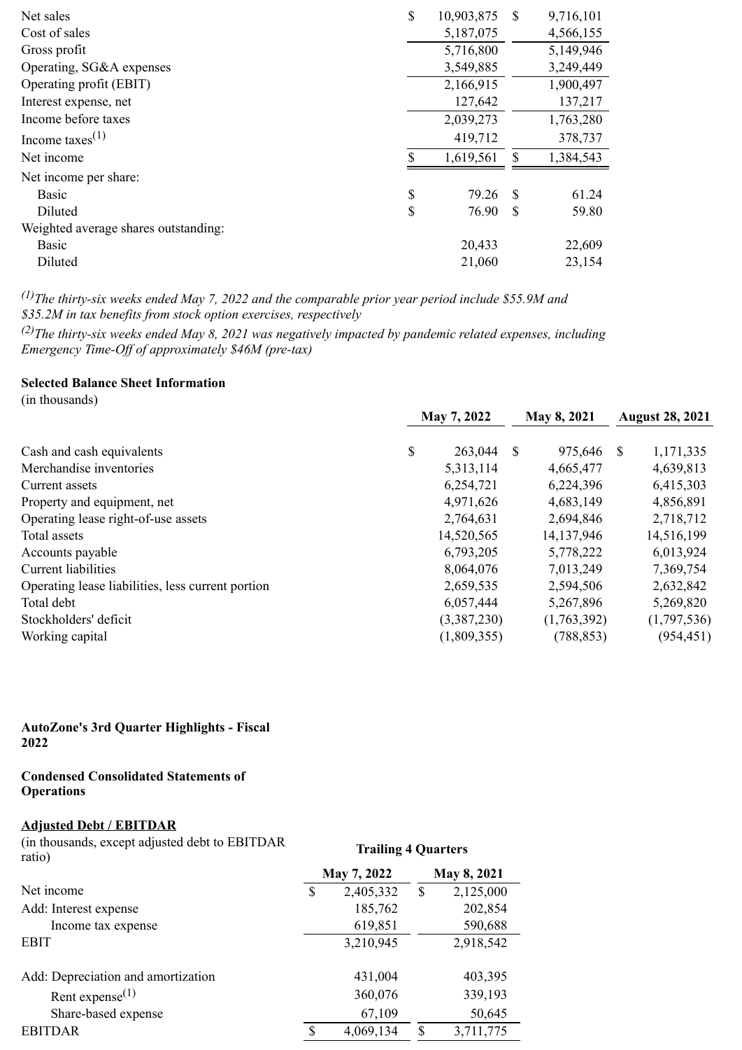| | | |
|---|---|---|
| Net sales | $ 10,903,875 | $ 9,716,101 |
| Cost of sales | 5,187,075 | 4,566,155 |
| Gross profit | 5,716,800 | 5,149,946 |
| Operating, SG&A expenses | 3,549,885 | 3,249,449 |
| Operating profit (EBIT) | 2,166,915 | 1,900,497 |
| Interest expense, net | 127,642 | 137,217 |
| Income before taxes | 2,039,273 | 1,763,280 |
| Income taxes[1] | 419,712 | 378,737 |
| Net income | $ 1,619,561 | $ 1,384,543 |
| Net income per share: | | |
| Basic | $ 79.26 | $ 61.24 |
| Diluted | $ 76.90 | $ 59.80 |
| Weighted average shares outstanding: | | |
| Basic | 20,433 | 22,609 |
| Diluted | 21,060 | 23,154 |

*[1] The thirty-six weeks ended May 7, 2022 and the comparable prior year period include $55.9M and $35.2M in tax benefits from stock option exercises, respectively*

*[2] The thirty-six weeks ended May 8, 2021 was negatively impacted by pandemic related expenses, including Emergency Time-Off of approximately $46M (pre-tax)*

**Selected Balance Sheet Information**
(in thousands)

| | May 7, 2022 | May 8, 2021 | August 28, 2021 |
|---|---|---|---|
| Cash and cash equivalents | $ 263,044 | $ 975,646 | $ 1,171,335 |
| Merchandise inventories | 5,313,114 | 4,665,477 | 4,639,813 |
| Current assets | 6,254,721 | 6,224,396 | 6,415,303 |
| Property and equipment, net | 4,971,626 | 4,683,149 | 4,856,891 |
| Operating lease right-of-use assets | 2,764,631 | 2,694,846 | 2,718,712 |
| Total assets | 14,520,565 | 14,137,946 | 14,516,199 |
| Accounts payable | 6,793,205 | 5,778,222 | 6,013,924 |
| Current liabilities | 8,064,076 | 7,013,249 | 7,369,754 |
| Operating lease liabilities, less current portion | 2,659,535 | 2,594,506 | 2,632,842 |
| Total debt | 6,057,444 | 5,267,896 | 5,269,820 |
| Stockholders' deficit | (3,387,230) | (1,763,392) | (1,797,536) |
| Working capital | (1,809,355) | (788,853) | (954,451) |

**AutoZone's 3rd Quarter Highlights - Fiscal 2022**

**Condensed Consolidated Statements of Operations**

**Adjusted Debt / EBITDAR**
(in thousands, except adjusted debt to EBITDAR ratio)

| | Trailing 4 Quarters | |
|---|---|---|
| | May 7, 2022 | May 8, 2021 |
| Net income | $ 2,405,332 | $ 2,125,000 |
| Add: Interest expense | 185,762 | 202,854 |
| Income tax expense | 619,851 | 590,688 |
| EBIT | 3,210,945 | 2,918,542 |
| Add: Depreciation and amortization | 431,004 | 403,395 |
| Rent expense[1] | 360,076 | 339,193 |
| Share-based expense | 67,109 | 50,645 |
| EBITDAR | $ 4,069,134 | $ 3,711,775 |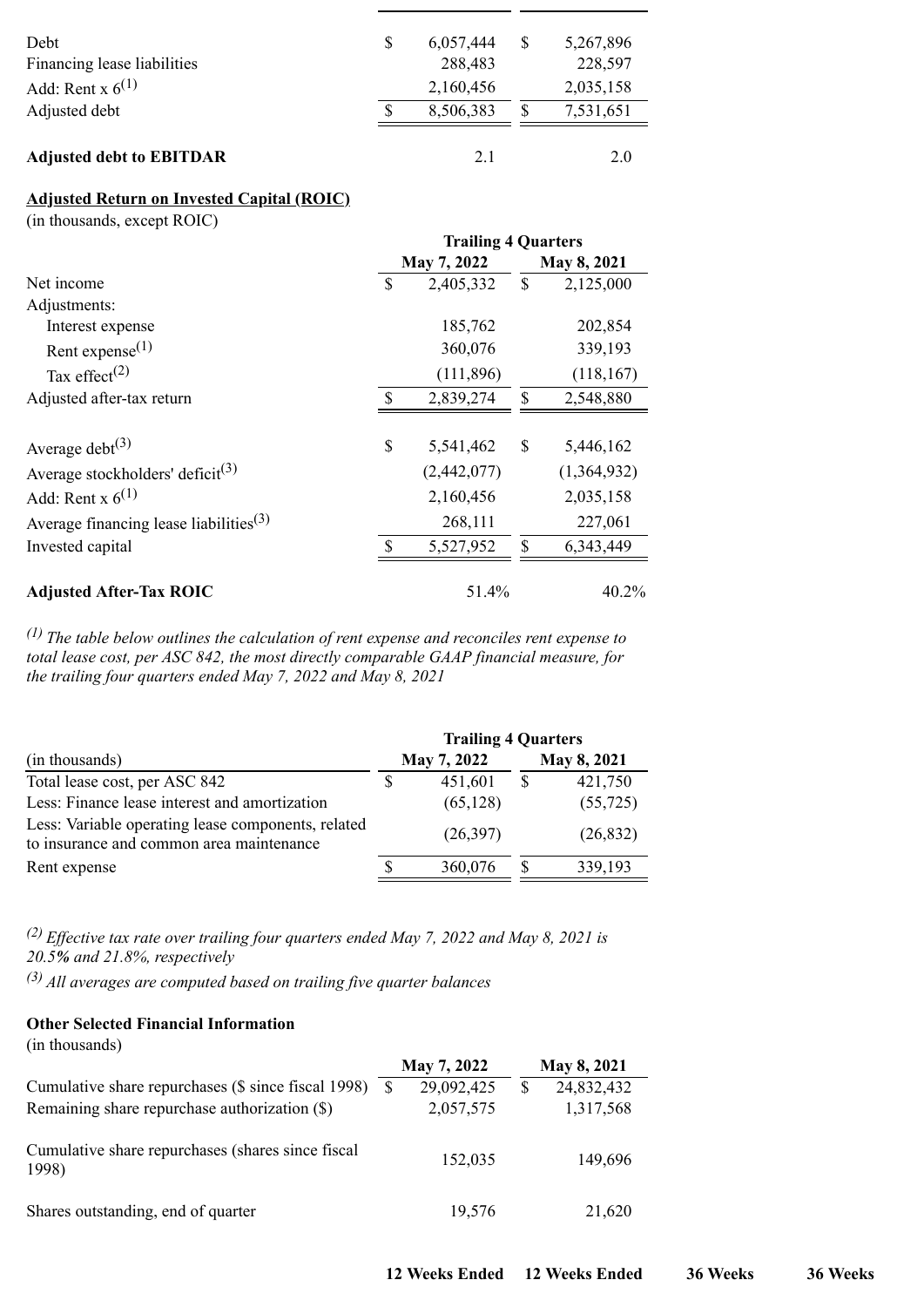| | | |
|---|---|---|
| Debt | $ 6,057,444 | $ 5,267,896 |
| Financing lease liabilities | 288,483 | 228,597 |
| Add: Rent x 6[(1)] | 2,160,456 | 2,035,158 |
| Adjusted debt | $ 8,506,383 | $ 7,531,651 |
| | | |
| **Adjusted debt to EBITDAR** | 2.1 | 2.0 |

**Adjusted Return on Invested Capital (ROIC)**
(in thousands, except ROIC)

| | Trailing 4 Quarters | |
|---|---|---|
| | May 7, 2022 | May 8, 2021 |
| Net income | $ 2,405,332 | $ 2,125,000 |
| Adjustments: | | |
| Interest expense | 185,762 | 202,854 |
| Rent expense[(1)] | 360,076 | 339,193 |
| Tax effect[(2)] | (111,896) | (118,167) |
| Adjusted after-tax return | $ 2,839,274 | $ 2,548,880 |
| | | |
| Average debt[(3)] | $ 5,541,462 | $ 5,446,162 |
| Average stockholders' deficit[(3)] | (2,442,077) | (1,364,932) |
| Add: Rent x 6[(1)] | 2,160,456 | 2,035,158 |
| Average financing lease liabilities[(3)] | 268,111 | 227,061 |
| Invested capital | $ 5,527,952 | $ 6,343,449 |
| | | |
| **Adjusted After-Tax ROIC** | 51.4% | 40.2% |

*[(1)] The table below outlines the calculation of rent expense and reconciles rent expense to total lease cost, per ASC 842, the most directly comparable GAAP financial measure, for the trailing four quarters ended May 7, 2022 and May 8, 2021*

| | Trailing 4 Quarters | |
|---|---|---|
| (in thousands) | May 7, 2022 | May 8, 2021 |
| Total lease cost, per ASC 842 | $ 451,601 | $ 421,750 |
| Less: Finance lease interest and amortization | (65,128) | (55,725) |
| Less: Variable operating lease components, related to insurance and common area maintenance | (26,397) | (26,832) |
| Rent expense | $ 360,076 | $ 339,193 |

*[(2)] Effective tax rate over trailing four quarters ended May 7, 2022 and May 8, 2021 is 20.5% and 21.8%, respectively*

*[(3)] All averages are computed based on trailing five quarter balances*

**Other Selected Financial Information**
(in thousands)

| | May 7, 2022 | May 8, 2021 |
|---|---|---|
| Cumulative share repurchases ($ since fiscal 1998) | $ 29,092,425 | $ 24,832,432 |
| Remaining share repurchase authorization ($) | 2,057,575 | 1,317,568 |
| | | |
| Cumulative share repurchases (shares since fiscal 1998) | 152,035 | 149,696 |
| | | |
| Shares outstanding, end of quarter | 19,576 | 21,620 |

| | 12 Weeks Ended | 12 Weeks Ended | 36 Weeks | 36 Weeks |
|---|---|---|---|---|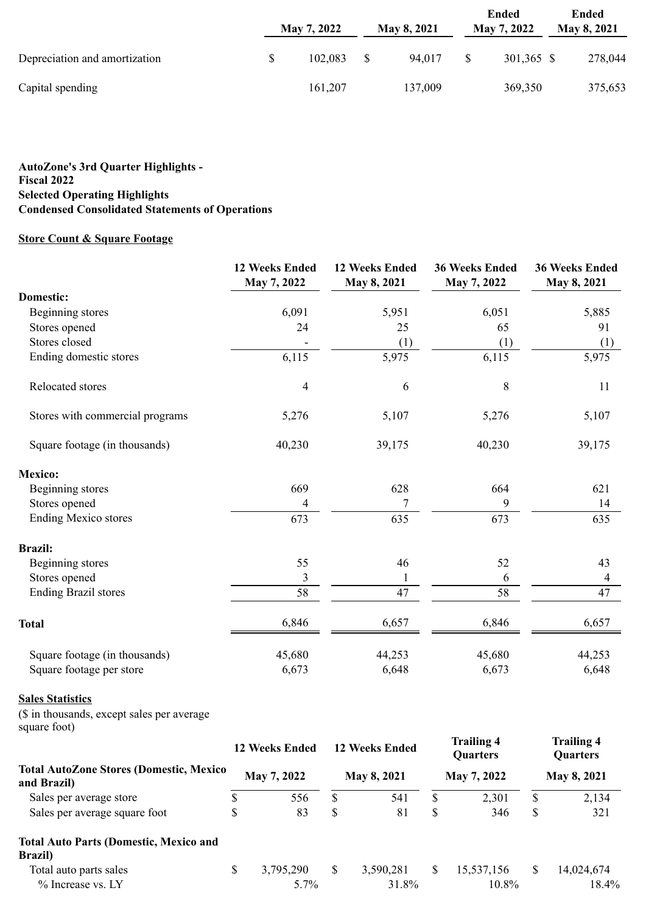| | May 7, 2022 | May 8, 2021 | Ended May 7, 2022 | Ended May 8, 2021 |
|---|---|---|---|---|
| Depreciation and amortization | $ 102,083 | $ 94,017 | $ 301,365 | $ 278,044 |
| Capital spending | 161,207 | 137,009 | 369,350 | 375,653 |

**AutoZone's 3rd Quarter Highlights - Fiscal 2022**
**Selected Operating Highlights**
**Condensed Consolidated Statements of Operations**

**Store Count & Square Footage**

| | 12 Weeks Ended May 7, 2022 | 12 Weeks Ended May 8, 2021 | 36 Weeks Ended May 7, 2022 | 36 Weeks Ended May 8, 2021 |
|---|---|---|---|---|
| **Domestic:** | | | | |
| Beginning stores | 6,091 | 5,951 | 6,051 | 5,885 |
| Stores opened | 24 | 25 | 65 | 91 |
| Stores closed | - | (1) | (1) | (1) |
| Ending domestic stores | 6,115 | 5,975 | 6,115 | 5,975 |
| Relocated stores | 4 | 6 | 8 | 11 |
| Stores with commercial programs | 5,276 | 5,107 | 5,276 | 5,107 |
| Square footage (in thousands) | 40,230 | 39,175 | 40,230 | 39,175 |
| **Mexico:** | | | | |
| Beginning stores | 669 | 628 | 664 | 621 |
| Stores opened | 4 | 7 | 9 | 14 |
| Ending Mexico stores | 673 | 635 | 673 | 635 |
| **Brazil:** | | | | |
| Beginning stores | 55 | 46 | 52 | 43 |
| Stores opened | 3 | 1 | 6 | 4 |
| Ending Brazil stores | 58 | 47 | 58 | 47 |
| **Total** | 6,846 | 6,657 | 6,846 | 6,657 |
| Square footage (in thousands) | 45,680 | 44,253 | 45,680 | 44,253 |
| Square footage per store | 6,673 | 6,648 | 6,673 | 6,648 |

**Sales Statistics**
($ in thousands, except sales per average square foot)

| | 12 Weeks Ended May 7, 2022 | 12 Weeks Ended May 8, 2021 | Trailing 4 Quarters May 7, 2022 | Trailing 4 Quarters May 8, 2021 |
|---|---|---|---|---|
| **Total AutoZone Stores (Domestic, Mexico and Brazil)** | | | | |
| Sales per average store | $ 556 | $ 541 | $ 2,301 | $ 2,134 |
| Sales per average square foot | $ 83 | $ 81 | $ 346 | $ 321 |
| **Total Auto Parts (Domestic, Mexico and Brazil)** | | | | |
| Total auto parts sales | $ 3,795,290 | $ 3,590,281 | $ 15,537,156 | $ 14,024,674 |
| % Increase vs. LY | 5.7% | 31.8% | 10.8% | 18.4% |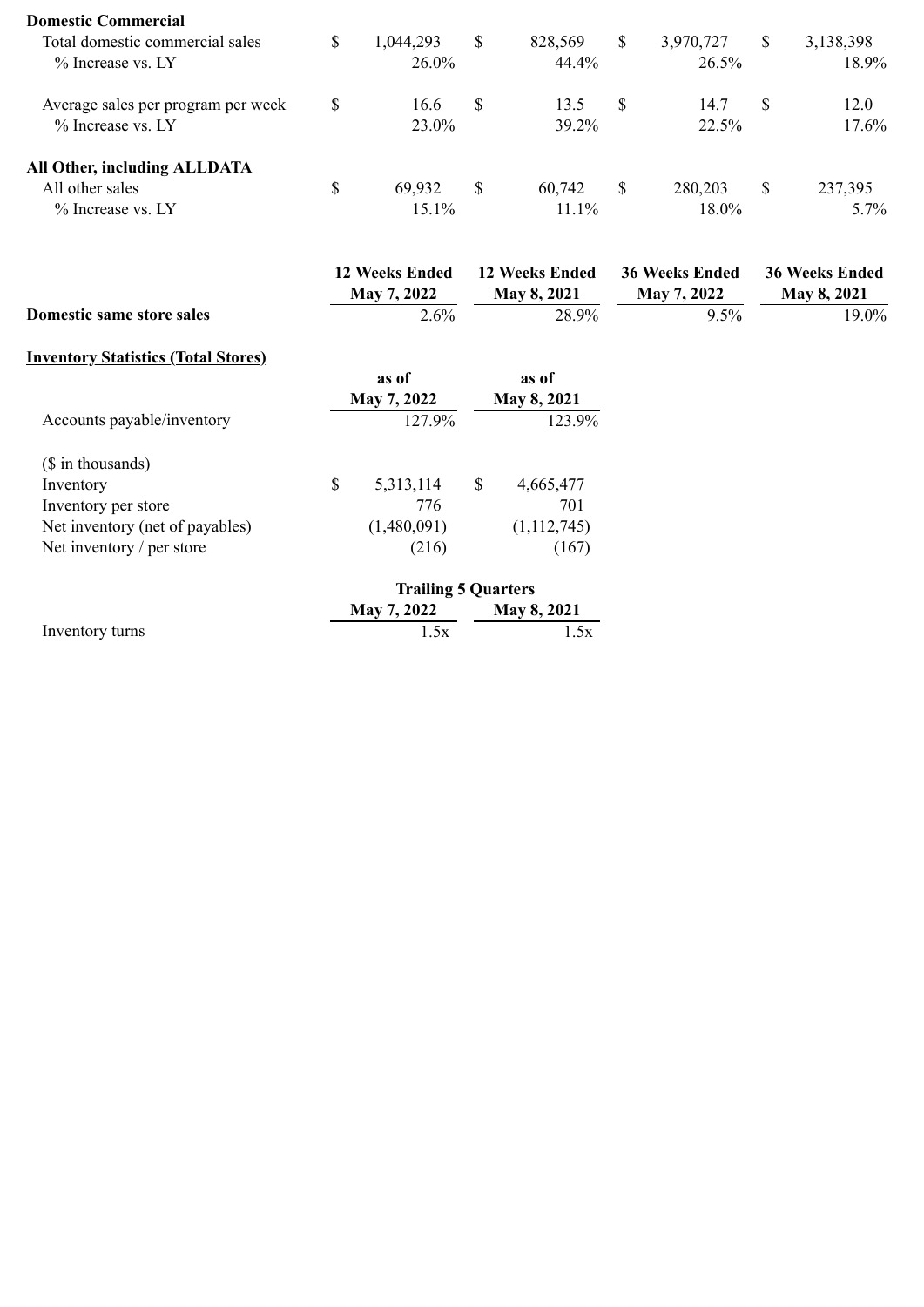| | | | | |
|---|---|---|---|---|
| **Domestic Commercial** | | | | |
| Total domestic commercial sales | $ 1,044,293 | $ 828,569 | $ 3,970,727 | $ 3,138,398 |
| % Increase vs. LY | 26.0% | 44.4% | 26.5% | 18.9% |
| Average sales per program per week | $ 16.6 | $ 13.5 | $ 14.7 | $ 12.0 |
| % Increase vs. LY | 23.0% | 39.2% | 22.5% | 17.6% |
| **All Other, including ALLDATA** | | | | |
| All other sales | $ 69,932 | $ 60,742 | $ 280,203 | $ 237,395 |
| % Increase vs. LY | 15.1% | 11.1% | 18.0% | 5.7% |

| | 12 Weeks Ended May 7, 2022 | 12 Weeks Ended May 8, 2021 | 36 Weeks Ended May 7, 2022 | 36 Weeks Ended May 8, 2021 |
|---|---|---|---|---|
| **Domestic same store sales** | 2.6% | 28.9% | 9.5% | 19.0% |

**Inventory Statistics (Total Stores)**

| | as of May 7, 2022 | as of May 8, 2021 |
|---|---|---|
| Accounts payable/inventory | 127.9% | 123.9% |
| ($ in thousands) | | |
| Inventory | $ 5,313,114 | $ 4,665,477 |
| Inventory per store | 776 | 701 |
| Net inventory (net of payables) | (1,480,091) | (1,112,745) |
| Net inventory / per store | (216) | (167) |

| | Trailing 5 Quarters | |
|---|---|---|
| | May 7, 2022 | May 8, 2021 |
| Inventory turns | 1.5x | 1.5x |